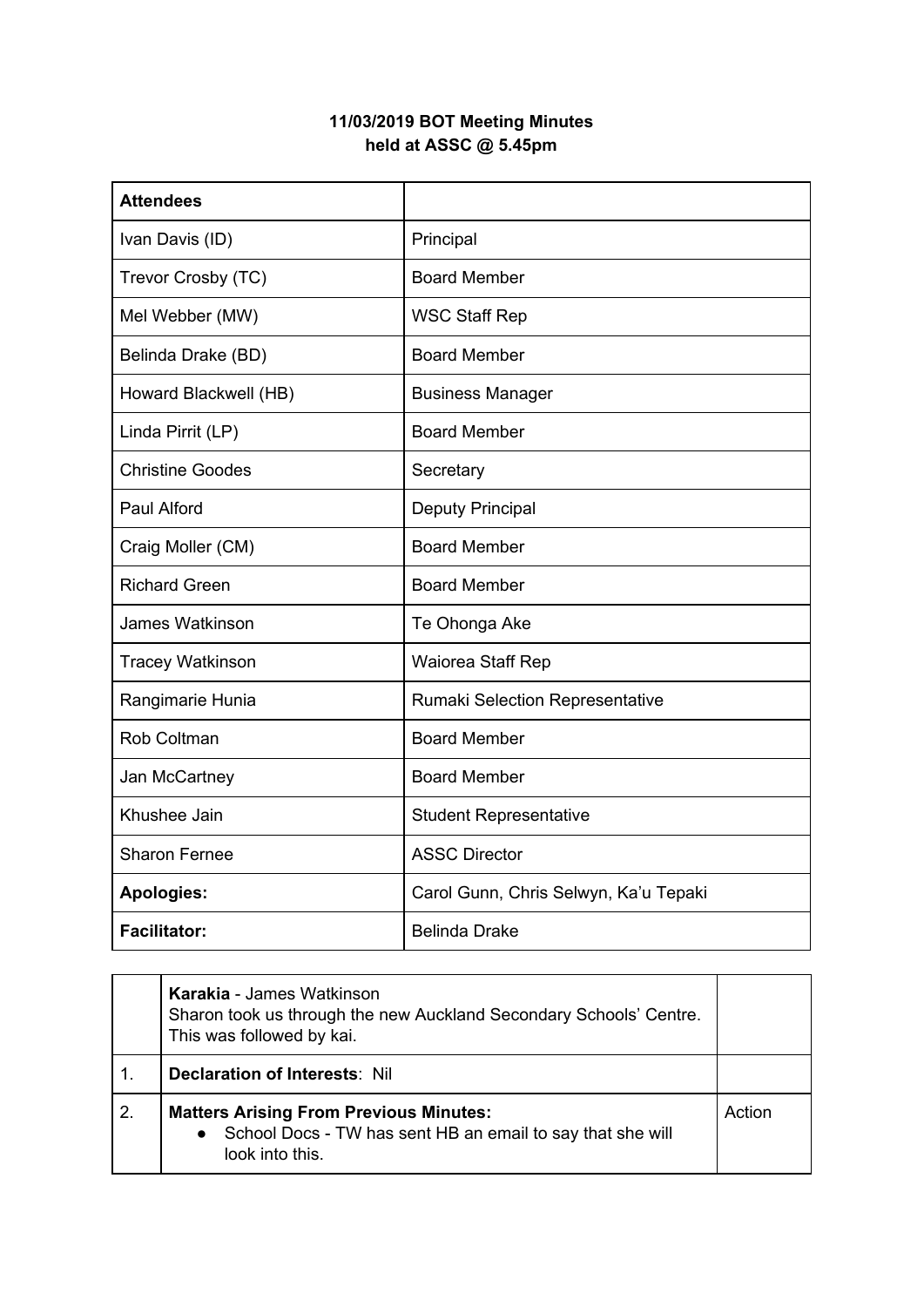**11/03/2019 BOT Meeting Minutes**
**held at ASSC @ 5.45pm**

| **Attendees** | |
|---|---|
| Ivan Davis (ID) | Principal |
| Trevor Crosby (TC) | Board Member |
| Mel Webber (MW) | WSC Staff Rep |
| Belinda Drake (BD) | Board Member |
| Howard Blackwell (HB) | Business Manager |
| Linda Pirrit (LP) | Board Member |
| Christine Goodes | Secretary |
| Paul Alford | Deputy Principal |
| Craig Moller (CM) | Board Member |
| Richard Green | Board Member |
| James Watkinson | Te Ohonga Ake |
| Tracey Watkinson | Waiorea Staff Rep |
| Rangimarie Hunia | Rumaki Selection Representative |
| Rob Coltman | Board Member |
| Jan McCartney | Board Member |
| Khushee Jain | Student Representative |
| Sharon Fernee | ASSC Director |
| **Apologies:** | Carol Gunn, Chris Selwyn, Ka'u Tepaki |
| **Facilitator:** | Belinda Drake |

| | | |
|---|---|---|
| | **Karakia** - James Watkinson<br>Sharon took us through the new Auckland Secondary Schools' Centre. This was followed by kai. | |
| 1. | **Declaration of Interests**: Nil | |
| 2. | **Matters Arising From Previous Minutes:**<br>● School Docs - TW has sent HB an email to say that she will look into this. | Action |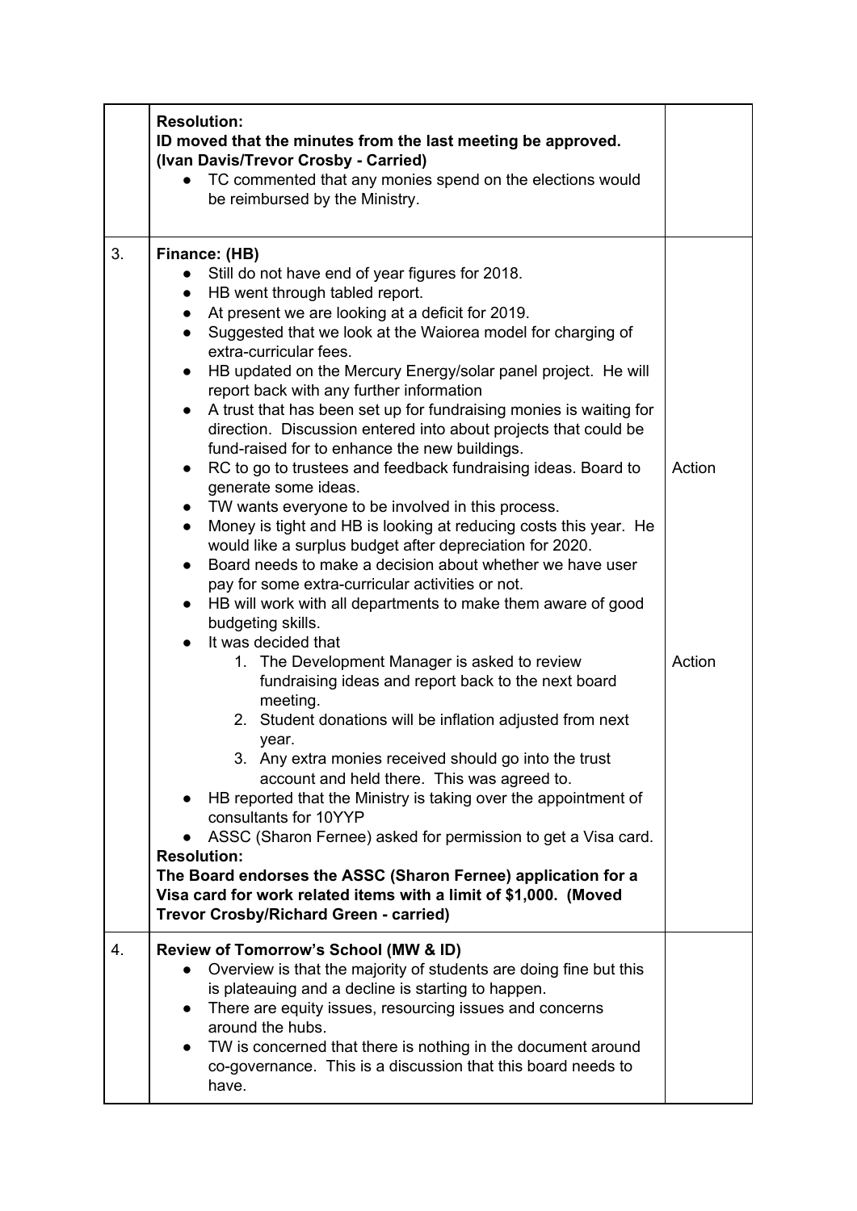| | | |
|---|---|---|
| | **Resolution:**<br>**ID moved that the minutes from the last meeting be approved. (Ivan Davis/Trevor Crosby - Carried)**<br>● TC commented that any monies spend on the elections would be reimbursed by the Ministry. | |
| 3. | **Finance: (HB)**<br>● Still do not have end of year figures for 2018.<br>● HB went through tabled report.<br>● At present we are looking at a deficit for 2019.<br>● Suggested that we look at the Waiorea model for charging of extra-curricular fees.<br>● HB updated on the Mercury Energy/solar panel project. He will report back with any further information<br>● A trust that has been set up for fundraising monies is waiting for direction. Discussion entered into about projects that could be fund-raised for to enhance the new buildings.<br>● RC to go to trustees and feedback fundraising ideas. Board to generate some ideas.<br>● TW wants everyone to be involved in this process.<br>● Money is tight and HB is looking at reducing costs this year. He would like a surplus budget after depreciation for 2020.<br>● Board needs to make a decision about whether we have user pay for some extra-curricular activities or not.<br>● HB will work with all departments to make them aware of good budgeting skills.<br>● It was decided that<br>1. The Development Manager is asked to review fundraising ideas and report back to the next board meeting.<br>2. Student donations will be inflation adjusted from next year.<br>3. Any extra monies received should go into the trust account and held there. This was agreed to.<br>● HB reported that the Ministry is taking over the appointment of consultants for 10YYP<br>● ASSC (Sharon Fernee) asked for permission to get a Visa card.<br>**Resolution:**<br>**The Board endorses the ASSC (Sharon Fernee) application for a Visa card for work related items with a limit of $1,000. (Moved Trevor Crosby/Richard Green - carried)** | Action<br><br>Action |
| 4. | **Review of Tomorrow's School (MW & ID)**<br>● Overview is that the majority of students are doing fine but this is plateauing and a decline is starting to happen.<br>● There are equity issues, resourcing issues and concerns around the hubs.<br>● TW is concerned that there is nothing in the document around co-governance. This is a discussion that this board needs to have. | |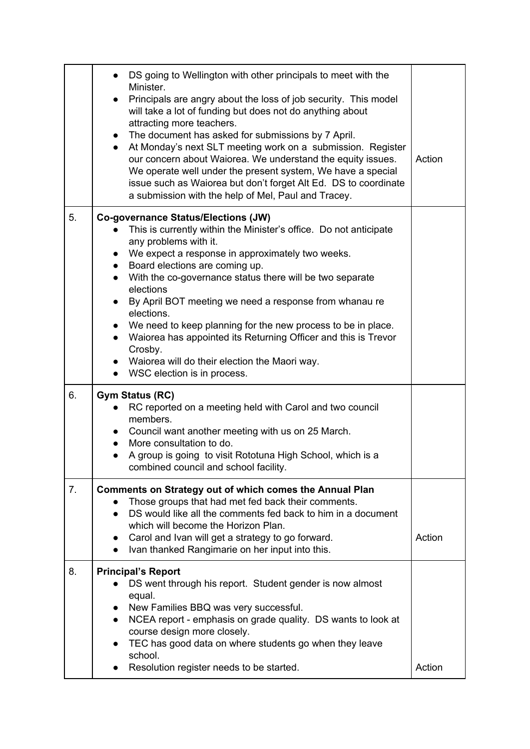| | | |
|---|---|---|
| | • DS going to Wellington with other principals to meet with the Minister.<br>• Principals are angry about the loss of job security. This model will take a lot of funding but does not do anything about attracting more teachers.<br>• The document has asked for submissions by 7 April.<br>• At Monday's next SLT meeting work on a submission. Register our concern about Waiorea. We understand the equity issues. We operate well under the present system, We have a special issue such as Waiorea but don't forget Alt Ed. DS to coordinate a submission with the help of Mel, Paul and Tracey. | Action |
| 5. | **Co-governance Status/Elections (JW)**<br>• This is currently within the Minister's office. Do not anticipate any problems with it.<br>• We expect a response in approximately two weeks.<br>• Board elections are coming up.<br>• With the co-governance status there will be two separate elections<br>• By April BOT meeting we need a response from whanau re elections.<br>• We need to keep planning for the new process to be in place.<br>• Waiorea has appointed its Returning Officer and this is Trevor Crosby.<br>• Waiorea will do their election the Maori way.<br>• WSC election is in process. | |
| 6. | **Gym Status (RC)**<br>• RC reported on a meeting held with Carol and two council members.<br>• Council want another meeting with us on 25 March.<br>• More consultation to do.<br>• A group is going to visit Rototuna High School, which is a combined council and school facility. | |
| 7. | **Comments on Strategy out of which comes the Annual Plan**<br>• Those groups that had met fed back their comments.<br>• DS would like all the comments fed back to him in a document which will become the Horizon Plan.<br>• Carol and Ivan will get a strategy to go forward.<br>• Ivan thanked Rangimarie on her input into this. | Action |
| 8. | **Principal's Report**<br>• DS went through his report. Student gender is now almost equal.<br>• New Families BBQ was very successful.<br>• NCEA report - emphasis on grade quality. DS wants to look at course design more closely.<br>• TEC has good data on where students go when they leave school.<br>• Resolution register needs to be started. | Action |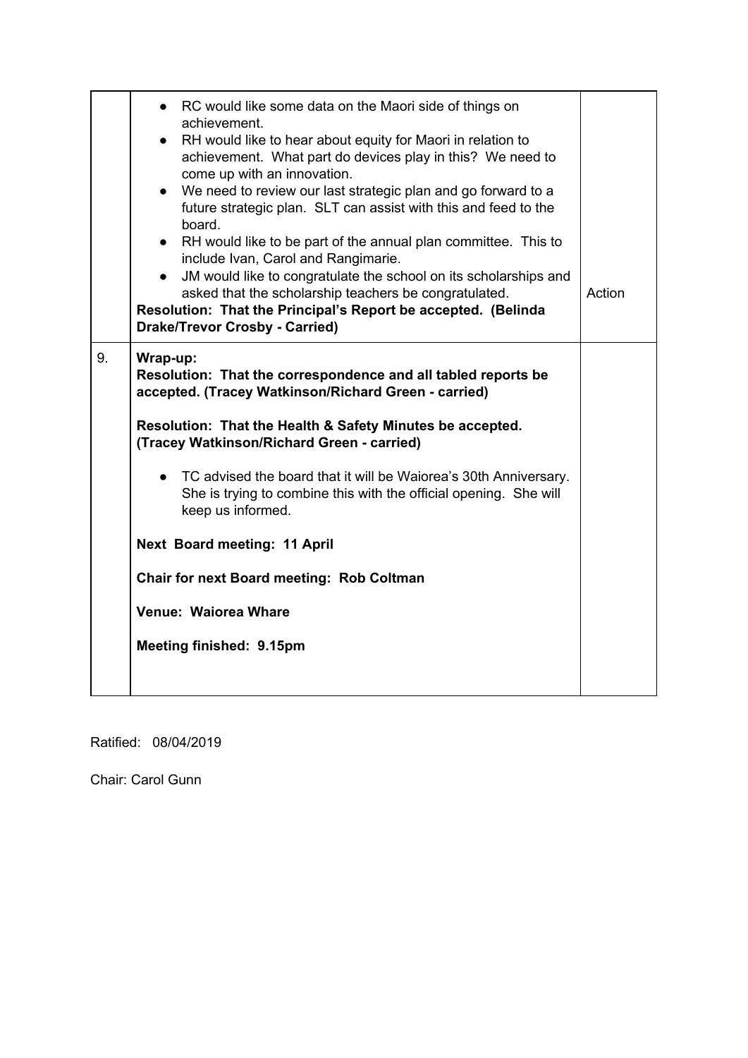| | | |
|---|---|---|
| | <ul><li>RC would like some data on the Maori side of things on achievement.</li><li>RH would like to hear about equity for Maori in relation to achievement. What part do devices play in this? We need to come up with an innovation.</li><li>We need to review our last strategic plan and go forward to a future strategic plan. SLT can assist with this and feed to the board.</li><li>RH would like to be part of the annual plan committee. This to include Ivan, Carol and Rangimarie.</li><li>JM would like to congratulate the school on its scholarships and asked that the scholarship teachers be congratulated.</li></ul>**Resolution: That the Principal's Report be accepted. (Belinda Drake/Trevor Crosby - Carried)** | Action |
| 9. | **Wrap-up:**<br>**Resolution: That the correspondence and all tabled reports be accepted. (Tracey Watkinson/Richard Green - carried)**<br><br>**Resolution: That the Health & Safety Minutes be accepted. (Tracey Watkinson/Richard Green - carried)**<br><br><ul><li>TC advised the board that it will be Waiorea's 30th Anniversary. She is trying to combine this with the official opening. She will keep us informed.</li></ul>**Next Board meeting: 11 April**<br><br>**Chair for next Board meeting: Rob Coltman**<br><br>**Venue: Waiorea Whare**<br><br>**Meeting finished: 9.15pm** | |

Ratified: 08/04/2019

Chair: Carol Gunn